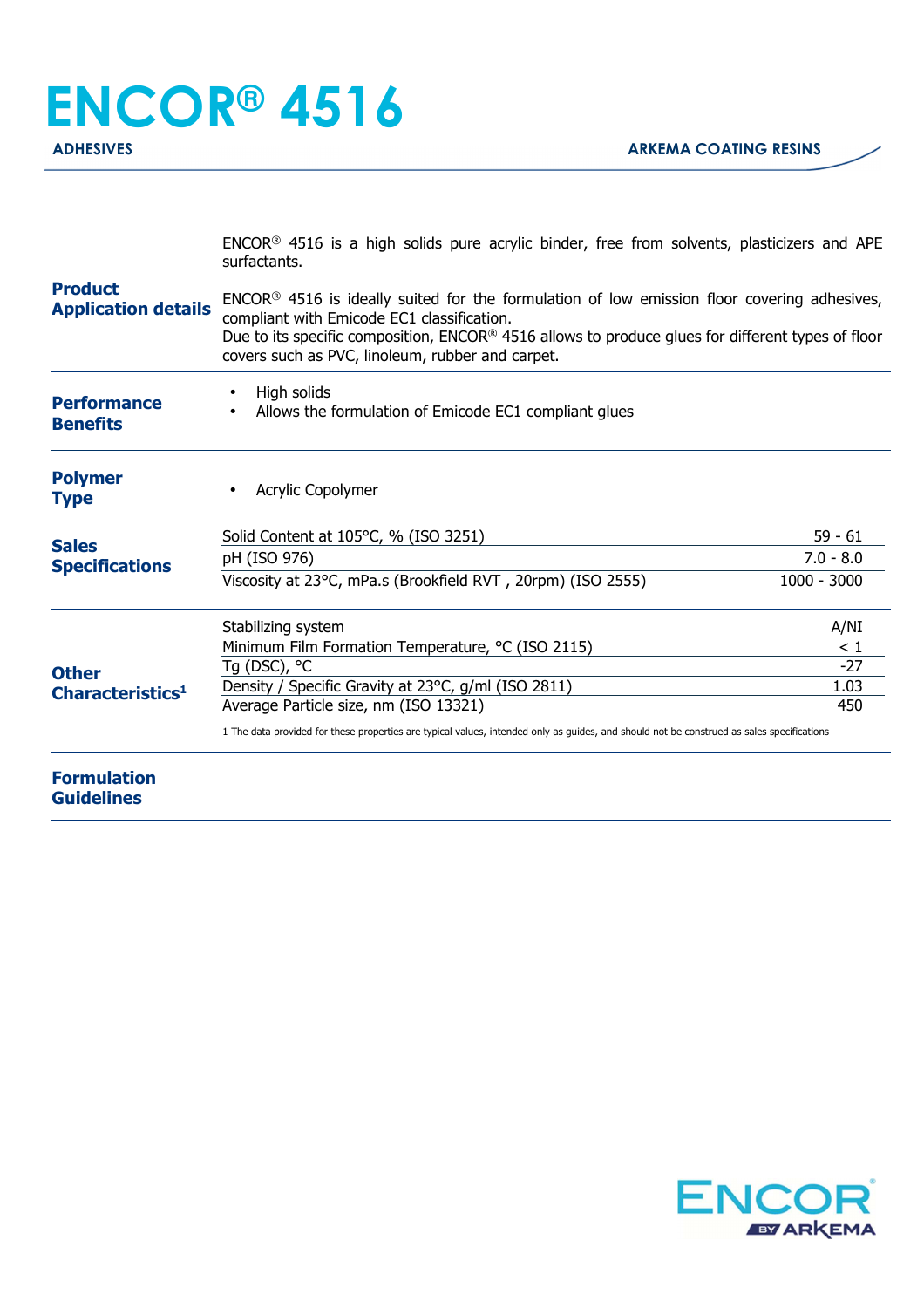# ENCOR® 4516

**ADHESIVES** — **ARKEMA COATING RESINS**

## Product Application details

ENCOR® 4516 is a high solids pure acrylic binder, free from solvents, plasticizers and APE surfactants.

ENCOR® 4516 is ideally suited for the formulation of low emission floor covering adhesives, compliant with Emicode EC1 classification.
Due to its specific composition, ENCOR® 4516 allows to produce glues for different types of floor covers such as PVC, linoleum, rubber and carpet.

## Performance Benefits

- High solids
- Allows the formulation of Emicode EC1 compliant glues

## Polymer Type

- Acrylic Copolymer

## Sales Specifications

| Property | Value |
|---|---|
| Solid Content at 105°C, % (ISO 3251) | 59 - 61 |
| pH (ISO 976) | 7.0 - 8.0 |
| Viscosity at 23°C, mPa.s (Brookfield RVT , 20rpm) (ISO 2555) | 1000 - 3000 |

## Other Characteristics[1]

| Property | Value |
|---|---|
| Stabilizing system | A/NI |
| Minimum Film Formation Temperature, °C (ISO 2115) | < 1 |
| Tg (DSC), °C | -27 |
| Density / Specific Gravity at 23°C, g/ml (ISO 2811) | 1.03 |
| Average Particle size, nm (ISO 13321) | 450 |

1 The data provided for these properties are typical values, intended only as guides, and should not be construed as sales specifications

## Formulation Guidelines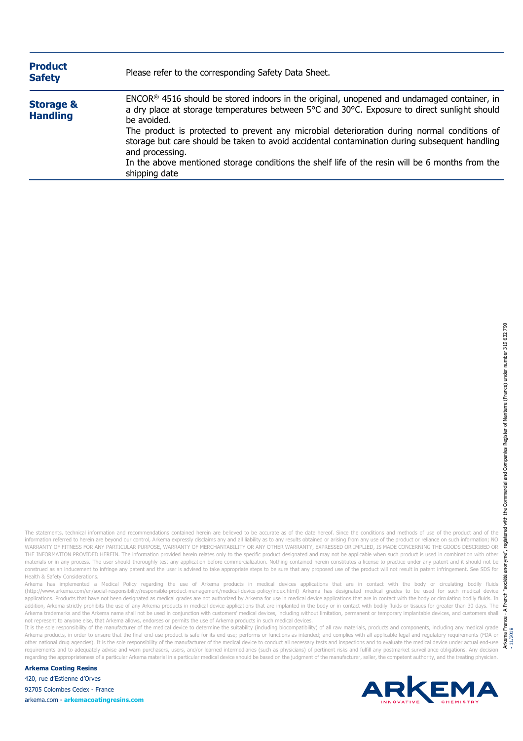| | |
|---|---|
| **Product Safety** | Please refer to the corresponding Safety Data Sheet. |
| **Storage & Handling** | ENCOR® 4516 should be stored indoors in the original, unopened and undamaged container, in a dry place at storage temperatures between 5°C and 30°C. Exposure to direct sunlight should be avoided.<br>The product is protected to prevent any microbial deterioration during normal conditions of storage but care should be taken to avoid accidental contamination during subsequent handling and processing.<br>In the above mentioned storage conditions the shelf life of the resin will be 6 months from the shipping date |

The statements, technical information and recommendations contained herein are believed to be accurate as of the date hereof. Since the conditions and methods of use of the product and of the information referred to herein are beyond our control, Arkema expressly disclaims any and all liability as to any results obtained or arising from any use of the product or reliance on such information; NO WARRANTY OF FITNESS FOR ANY PARTICULAR PURPOSE, WARRANTY OF MERCHANTABILITY OR ANY OTHER WARRANTY, EXPRESSED OR IMPLIED, IS MADE CONCERNING THE GOODS DESCRIBED OR THE INFORMATION PROVIDED HEREIN. The information provided herein relates only to the specific product designated and may not be applicable when such product is used in combination with other materials or in any process. The user should thoroughly test any application before commercialization. Nothing contained herein constitutes a license to practice under any patent and it should not be construed as an inducement to infringe any patent and the user is advised to take appropriate steps to be sure that any proposed use of the product will not result in patent infringement. See SDS for Health & Safety Considerations.

Arkema has implemented a Medical Policy regarding the use of Arkema products in medical devices applications that are in contact with the body or circulating bodily fluids (http://www.arkema.com/en/social-responsibility/responsible-product-management/medical-device-policy/index.html) Arkema has designated medical grades to be used for such medical device applications. Products that have not been designated as medical grades are not authorized by Arkema for use in medical device applications that are in contact with the body or circulating bodily fluids. In addition, Arkema strictly prohibits the use of any Arkema products in medical device applications that are implanted in the body or in contact with bodily fluids or tissues for greater than 30 days. The Arkema trademarks and the Arkema name shall not be used in conjunction with customers' medical devices, including without limitation, permanent or temporary implantable devices, and customers shall not represent to anyone else, that Arkema allows, endorses or permits the use of Arkema products in such medical devices.

It is the sole responsibility of the manufacturer of the medical device to determine the suitability (including biocompatibility) of all raw materials, products and components, including any medical grade Arkema products, in order to ensure that the final end-use product is safe for its end use; performs or functions as intended; and complies with all applicable legal and regulatory requirements (FDA or other national drug agencies). It is the sole responsibility of the manufacturer of the medical device to conduct all necessary tests and inspections and to evaluate the medical device under actual end-use requirements and to adequately advise and warn purchasers, users, and/or learned intermediaries (such as physicians) of pertinent risks and fulfill any postmarket surveillance obligations. Any decision regarding the appropriateness of a particular Arkema material in a particular medical device should be based on the judgment of the manufacturer, seller, the competent authority, and the treating physician.

**Arkema Coating Resins**
420, rue d'Estienne d'Orves
92705 Colombes Cedex - France
arkema.com - **arkemacoatingresins.com**

ARKEMA INNOVATIVE CHEMISTRY

Arkema France - A French "société anonyme", registered with the Commercial and Companies Register of Nanterre (France) under number 319 632 790 - 11/2019